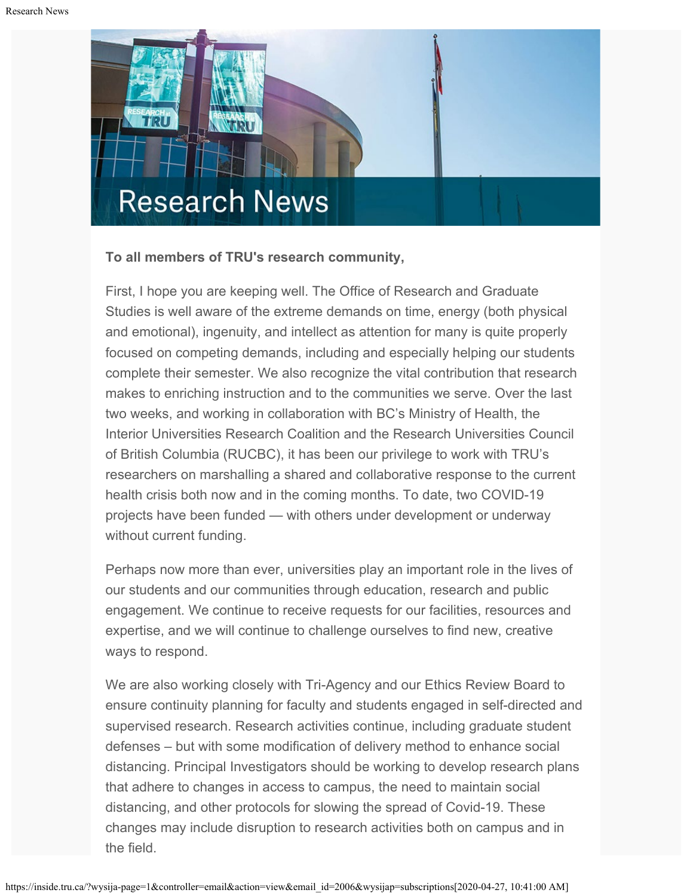# Research News

**To all members of TRU's research community,**

First, I hope you are keeping well. The Office of Research and Graduate Studies is well aware of the extreme demands on time, energy (both physical and emotional), ingenuity, and intellect as attention for many is quite properly focused on competing demands, including and especially helping our students complete their semester. We also recognize the vital contribution that research makes to enriching instruction and to the communities we serve. Over the last two weeks, and working in collaboration with BC's Ministry of Health, the Interior Universities Research Coalition and the Research Universities Council of British Columbia (RUCBC), it has been our privilege to work with TRU's researchers on marshalling a shared and collaborative response to the current health crisis both now and in the coming months. To date, two COVID-19 projects have been funded — with others under development or underway without current funding.

Perhaps now more than ever, universities play an important role in the lives of our students and our communities through education, research and public engagement. We continue to receive requests for our facilities, resources and expertise, and we will continue to challenge ourselves to find new, creative ways to respond.

We are also working closely with Tri-Agency and our Ethics Review Board to ensure continuity planning for faculty and students engaged in self-directed and supervised research. Research activities continue, including graduate student defenses – but with some modification of delivery method to enhance social distancing. Principal Investigators should be working to develop research plans that adhere to changes in access to campus, the need to maintain social distancing, and other protocols for slowing the spread of Covid-19. These changes may include disruption to research activities both on campus and in the field.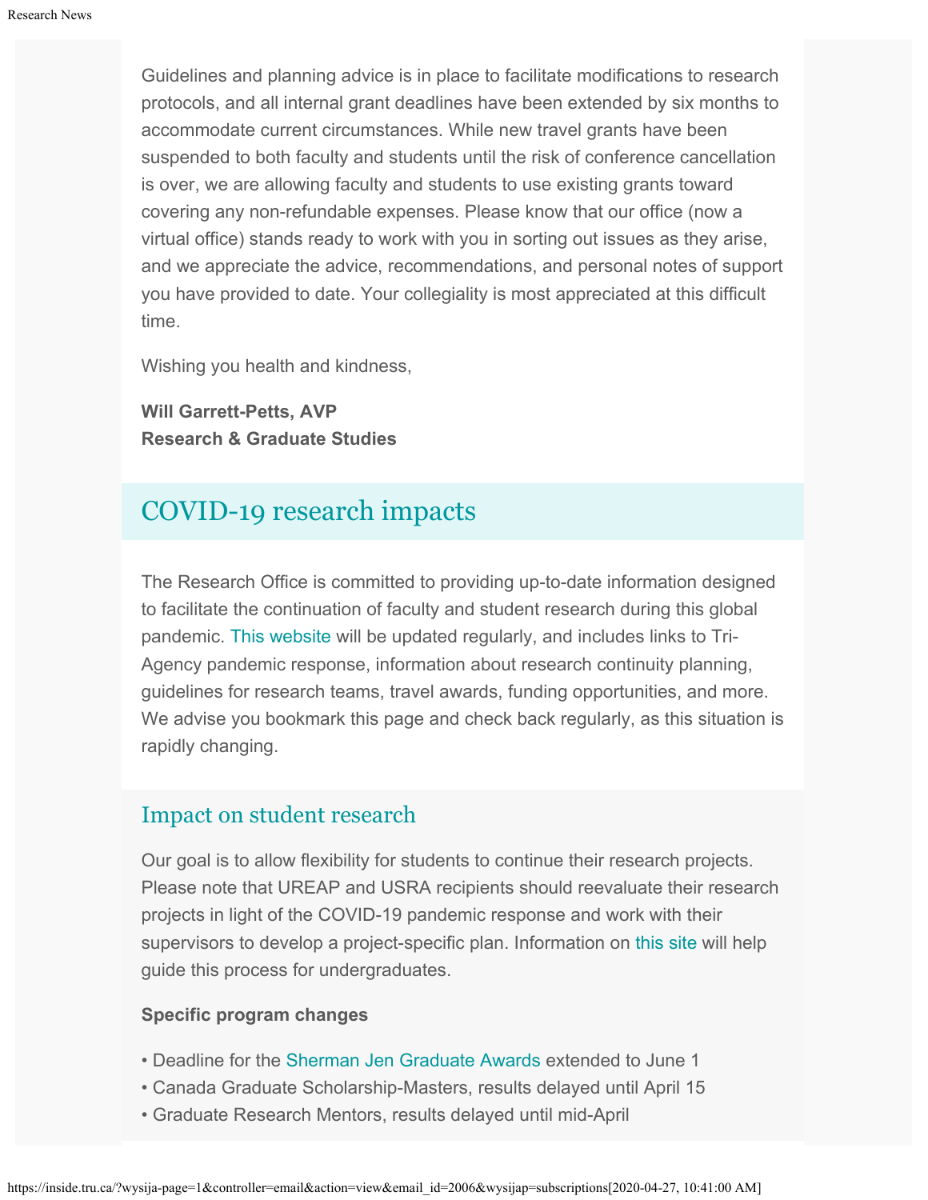Guidelines and planning advice is in place to facilitate modifications to research protocols, and all internal grant deadlines have been extended by six months to accommodate current circumstances. While new travel grants have been suspended to both faculty and students until the risk of conference cancellation is over, we are allowing faculty and students to use existing grants toward covering any non-refundable expenses. Please know that our office (now a virtual office) stands ready to work with you in sorting out issues as they arise, and we appreciate the advice, recommendations, and personal notes of support you have provided to date. Your collegiality is most appreciated at this difficult time.

Wishing you health and kindness,

**Will Garrett-Petts, AVP**
**Research & Graduate Studies**

## COVID-19 research impacts

The Research Office is committed to providing up-to-date information designed to facilitate the continuation of faculty and student research during this global pandemic. This website will be updated regularly, and includes links to Tri-Agency pandemic response, information about research continuity planning, guidelines for research teams, travel awards, funding opportunities, and more. We advise you bookmark this page and check back regularly, as this situation is rapidly changing.

### Impact on student research

Our goal is to allow flexibility for students to continue their research projects. Please note that UREAP and USRA recipients should reevaluate their research projects in light of the COVID-19 pandemic response and work with their supervisors to develop a project-specific plan. Information on this site will help guide this process for undergraduates.

**Specific program changes**

- Deadline for the Sherman Jen Graduate Awards extended to June 1
- Canada Graduate Scholarship-Masters, results delayed until April 15
- Graduate Research Mentors, results delayed until mid-April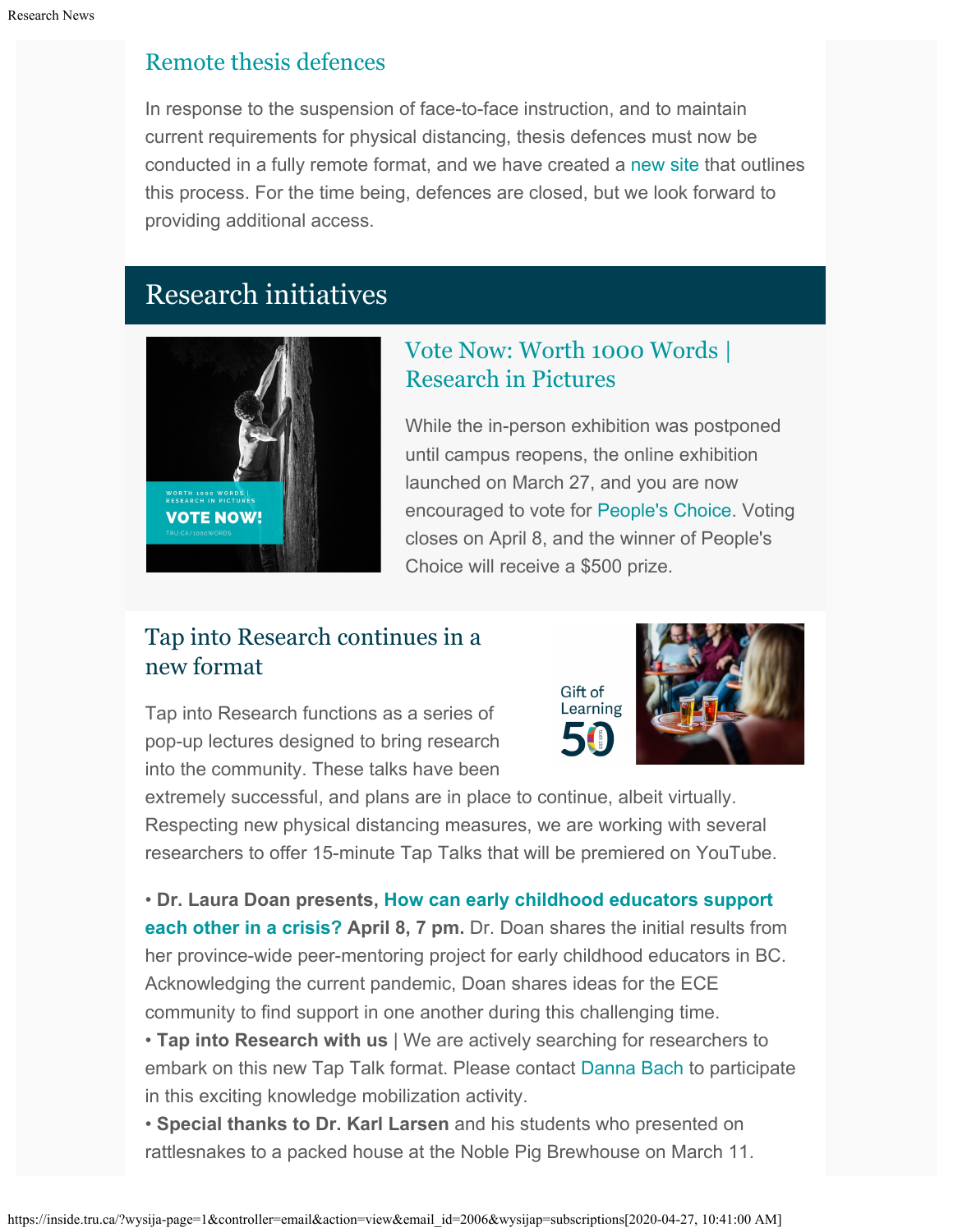## Remote thesis defences

In response to the suspension of face-to-face instruction, and to maintain current requirements for physical distancing, thesis defences must now be conducted in a fully remote format, and we have created a new site that outlines this process. For the time being, defences are closed, but we look forward to providing additional access.

# Research initiatives

### Vote Now: Worth 1000 Words | Research in Pictures

While the in-person exhibition was postponed until campus reopens, the online exhibition launched on March 27, and you are now encouraged to vote for People's Choice. Voting closes on April 8, and the winner of People's Choice will receive a $500 prize.

### Tap into Research continues in a new format

Tap into Research functions as a series of pop-up lectures designed to bring research into the community. These talks have been extremely successful, and plans are in place to continue, albeit virtually. Respecting new physical distancing measures, we are working with several researchers to offer 15-minute Tap Talks that will be premiered on YouTube.

- **Dr. Laura Doan presents, How can early childhood educators support each other in a crisis? April 8, 7 pm.** Dr. Doan shares the initial results from her province-wide peer-mentoring project for early childhood educators in BC. Acknowledging the current pandemic, Doan shares ideas for the ECE community to find support in one another during this challenging time.
- **Tap into Research with us** | We are actively searching for researchers to embark on this new Tap Talk format. Please contact Danna Bach to participate in this exciting knowledge mobilization activity.
- **Special thanks to Dr. Karl Larsen** and his students who presented on rattlesnakes to a packed house at the Noble Pig Brewhouse on March 11.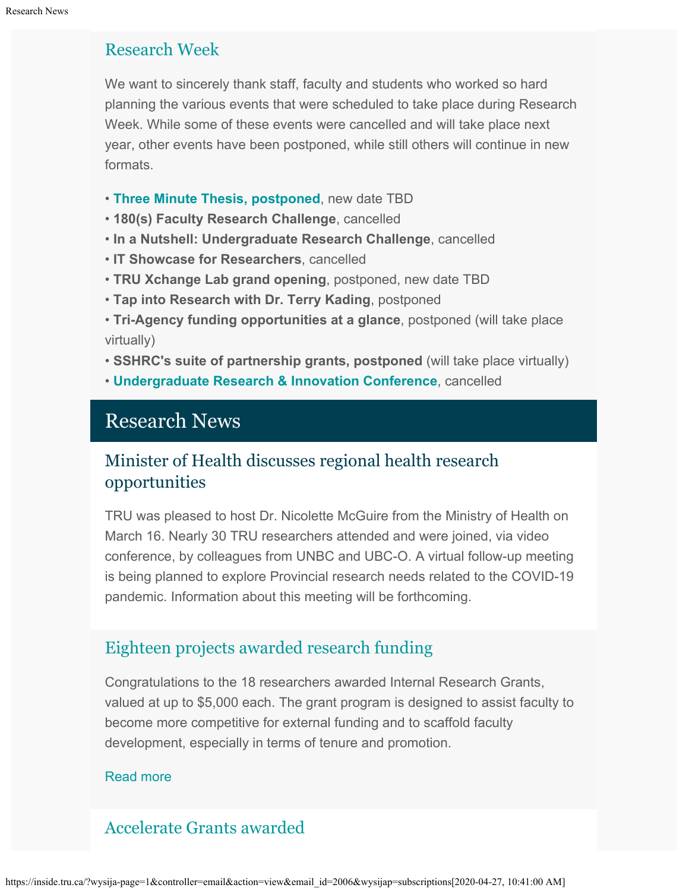## Research Week

We want to sincerely thank staff, faculty and students who worked so hard planning the various events that were scheduled to take place during Research Week. While some of these events were cancelled and will take place next year, other events have been postponed, while still others will continue in new formats.

- **Three Minute Thesis, postponed**, new date TBD
- **180(s) Faculty Research Challenge**, cancelled
- **In a Nutshell: Undergraduate Research Challenge**, cancelled
- **IT Showcase for Researchers**, cancelled
- **TRU Xchange Lab grand opening**, postponed, new date TBD
- **Tap into Research with Dr. Terry Kading**, postponed
- **Tri-Agency funding opportunities at a glance**, postponed (will take place virtually)
- **SSHRC's suite of partnership grants, postponed** (will take place virtually)
- **Undergraduate Research & Innovation Conference**, cancelled

# Research News

## Minister of Health discusses regional health research opportunities

TRU was pleased to host Dr. Nicolette McGuire from the Ministry of Health on March 16. Nearly 30 TRU researchers attended and were joined, via video conference, by colleagues from UNBC and UBC-O. A virtual follow-up meeting is being planned to explore Provincial research needs related to the COVID-19 pandemic. Information about this meeting will be forthcoming.

## Eighteen projects awarded research funding

Congratulations to the 18 researchers awarded Internal Research Grants, valued at up to $5,000 each. The grant program is designed to assist faculty to become more competitive for external funding and to scaffold faculty development, especially in terms of tenure and promotion.

Read more

## Accelerate Grants awarded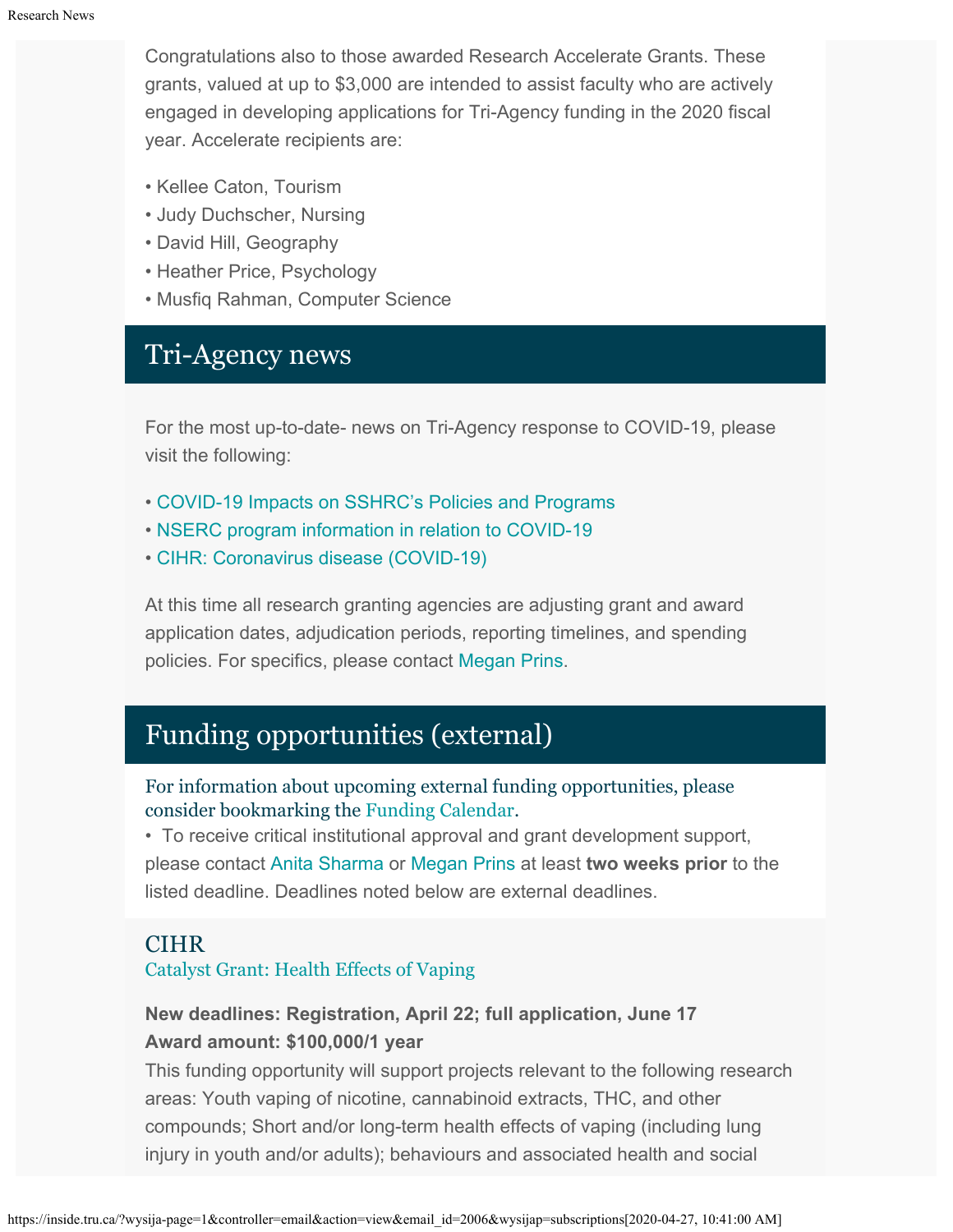Congratulations also to those awarded Research Accelerate Grants. These grants, valued at up to $3,000 are intended to assist faculty who are actively engaged in developing applications for Tri-Agency funding in the 2020 fiscal year. Accelerate recipients are:

- Kellee Caton, Tourism
- Judy Duchscher, Nursing
- David Hill, Geography
- Heather Price, Psychology
- Musfiq Rahman, Computer Science

## Tri-Agency news

For the most up-to-date- news on Tri-Agency response to COVID-19, please visit the following:

- COVID-19 Impacts on SSHRC's Policies and Programs
- NSERC program information in relation to COVID-19
- CIHR: Coronavirus disease (COVID-19)

At this time all research granting agencies are adjusting grant and award application dates, adjudication periods, reporting timelines, and spending policies. For specifics, please contact Megan Prins.

## Funding opportunities (external)

For information about upcoming external funding opportunities, please consider bookmarking the Funding Calendar.

- To receive critical institutional approval and grant development support, please contact Anita Sharma or Megan Prins at least **two weeks prior** to the listed deadline. Deadlines noted below are external deadlines.

### CIHR

Catalyst Grant: Health Effects of Vaping

**New deadlines: Registration, April 22; full application, June 17**
**Award amount: $100,000/1 year**
This funding opportunity will support projects relevant to the following research areas: Youth vaping of nicotine, cannabinoid extracts, THC, and other compounds; Short and/or long-term health effects of vaping (including lung injury in youth and/or adults); behaviours and associated health and social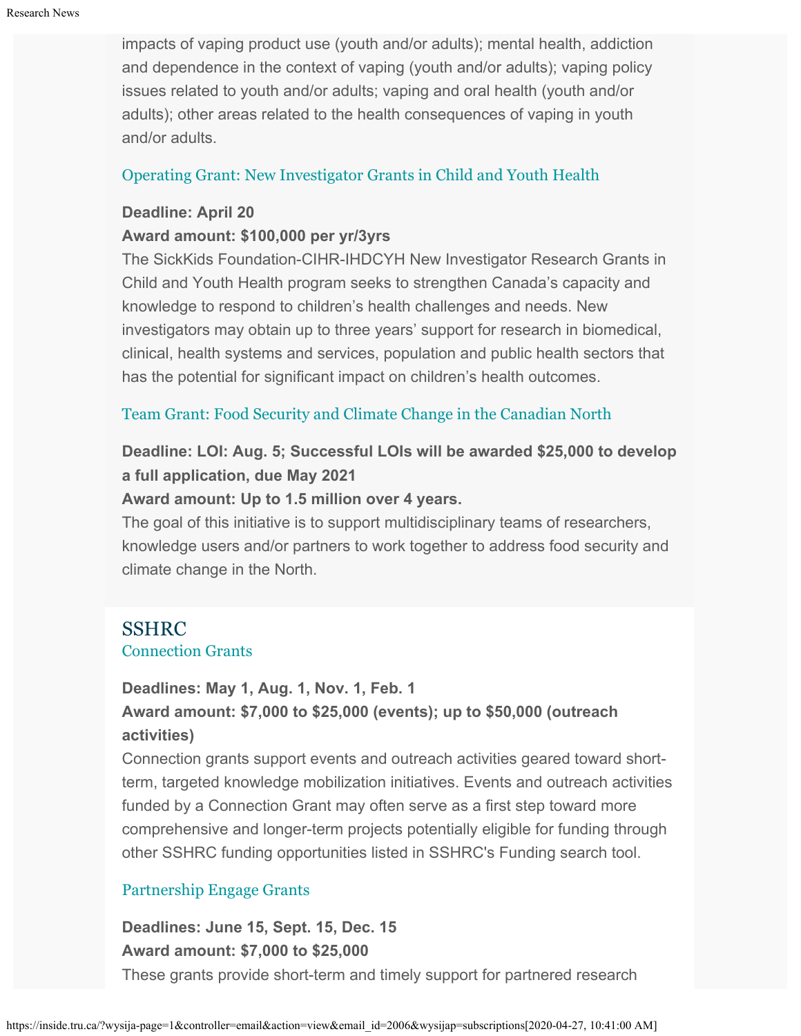impacts of vaping product use (youth and/or adults); mental health, addiction and dependence in the context of vaping (youth and/or adults); vaping policy issues related to youth and/or adults; vaping and oral health (youth and/or adults); other areas related to the health consequences of vaping in youth and/or adults.

### Operating Grant: New Investigator Grants in Child and Youth Health

**Deadline: April 20**
**Award amount: $100,000 per yr/3yrs**
The SickKids Foundation-CIHR-IHDCYH New Investigator Research Grants in Child and Youth Health program seeks to strengthen Canada's capacity and knowledge to respond to children's health challenges and needs. New investigators may obtain up to three years' support for research in biomedical, clinical, health systems and services, population and public health sectors that has the potential for significant impact on children's health outcomes.

### Team Grant: Food Security and Climate Change in the Canadian North

**Deadline: LOI: Aug. 5; Successful LOIs will be awarded $25,000 to develop a full application, due May 2021**
**Award amount: Up to 1.5 million over 4 years.**
The goal of this initiative is to support multidisciplinary teams of researchers, knowledge users and/or partners to work together to address food security and climate change in the North.

## SSHRC

### Connection Grants

**Deadlines: May 1, Aug. 1, Nov. 1, Feb. 1**
**Award amount: $7,000 to $25,000 (events); up to $50,000 (outreach activities)**
Connection grants support events and outreach activities geared toward short-term, targeted knowledge mobilization initiatives. Events and outreach activities funded by a Connection Grant may often serve as a first step toward more comprehensive and longer-term projects potentially eligible for funding through other SSHRC funding opportunities listed in SSHRC's Funding search tool.

### Partnership Engage Grants

**Deadlines: June 15, Sept. 15, Dec. 15**
**Award amount: $7,000 to $25,000**
These grants provide short-term and timely support for partnered research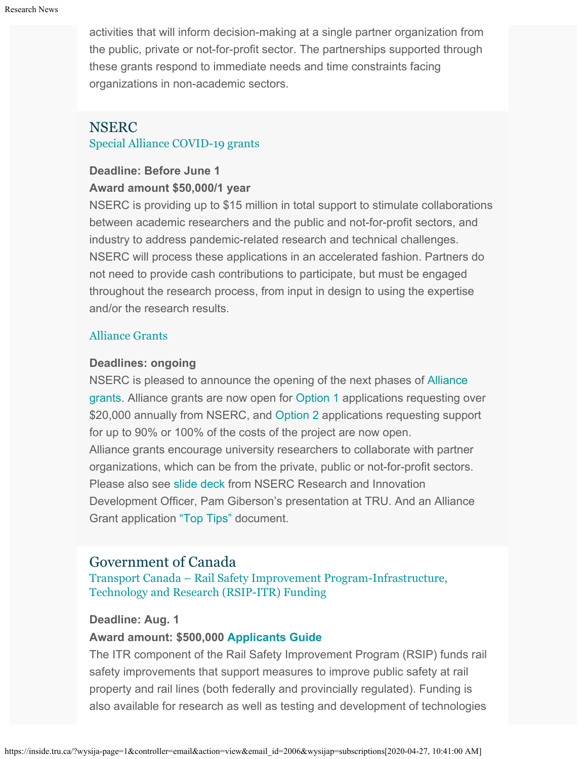activities that will inform decision-making at a single partner organization from the public, private or not-for-profit sector. The partnerships supported through these grants respond to immediate needs and time constraints facing organizations in non-academic sectors.

## NSERC

### Special Alliance COVID-19 grants

**Deadline: Before June 1**
**Award amount $50,000/1 year**
NSERC is providing up to $15 million in total support to stimulate collaborations between academic researchers and the public and not-for-profit sectors, and industry to address pandemic-related research and technical challenges. NSERC will process these applications in an accelerated fashion. Partners do not need to provide cash contributions to participate, but must be engaged throughout the research process, from input in design to using the expertise and/or the research results.

### Alliance Grants

**Deadlines: ongoing**
NSERC is pleased to announce the opening of the next phases of Alliance grants. Alliance grants are now open for Option 1 applications requesting over $20,000 annually from NSERC, and Option 2 applications requesting support for up to 90% or 100% of the costs of the project are now open.
Alliance grants encourage university researchers to collaborate with partner organizations, which can be from the private, public or not-for-profit sectors. Please also see slide deck from NSERC Research and Innovation Development Officer, Pam Giberson's presentation at TRU. And an Alliance Grant application "Top Tips" document.

## Government of Canada

### Transport Canada – Rail Safety Improvement Program-Infrastructure, Technology and Research (RSIP-ITR) Funding

**Deadline: Aug. 1**
**Award amount: $500,000 Applicants Guide**
The ITR component of the Rail Safety Improvement Program (RSIP) funds rail safety improvements that support measures to improve public safety at rail property and rail lines (both federally and provincially regulated). Funding is also available for research as well as testing and development of technologies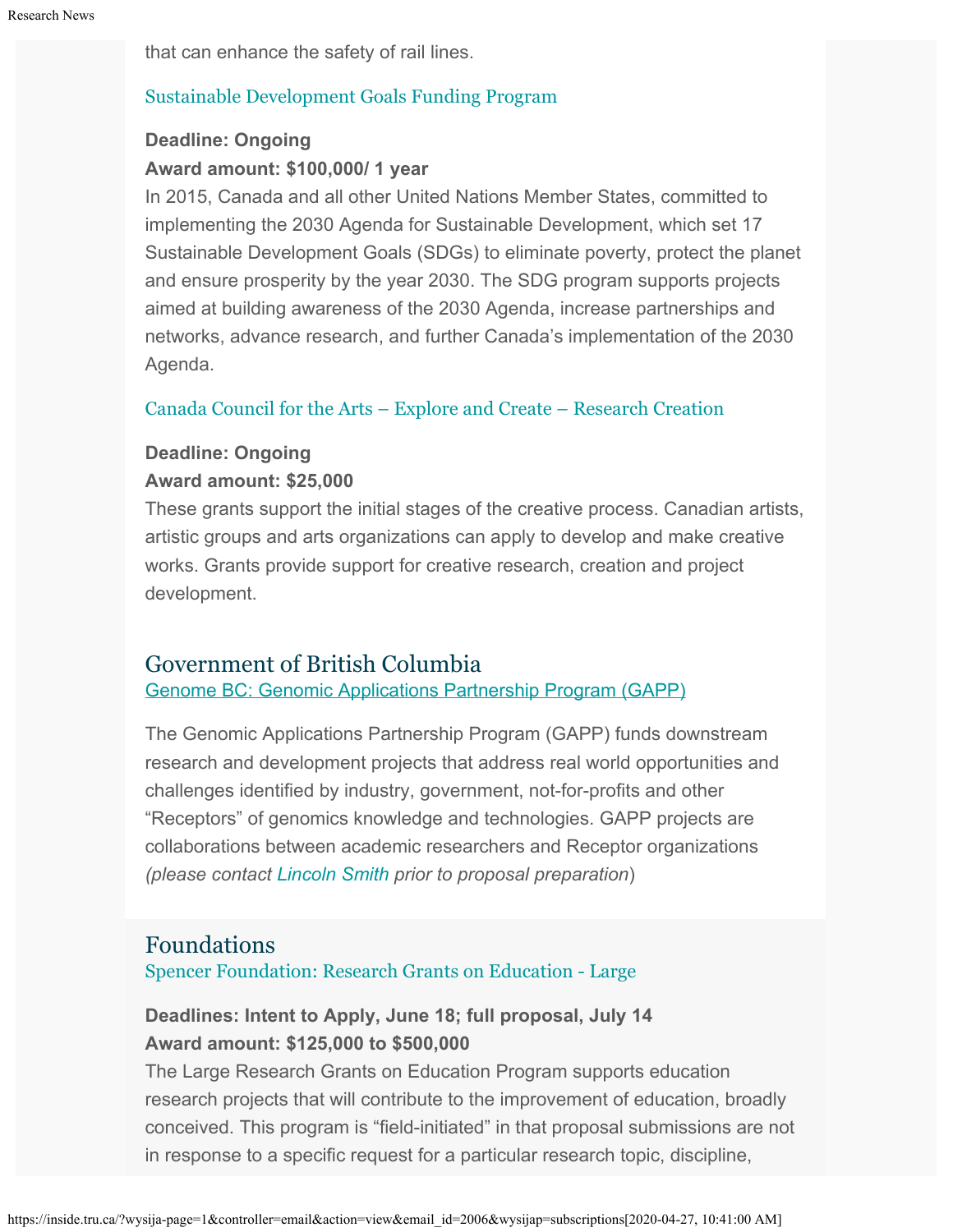that can enhance the safety of rail lines.

### Sustainable Development Goals Funding Program

**Deadline: Ongoing**
**Award amount: $100,000/ 1 year**
In 2015, Canada and all other United Nations Member States, committed to implementing the 2030 Agenda for Sustainable Development, which set 17 Sustainable Development Goals (SDGs) to eliminate poverty, protect the planet and ensure prosperity by the year 2030. The SDG program supports projects aimed at building awareness of the 2030 Agenda, increase partnerships and networks, advance research, and further Canada's implementation of the 2030 Agenda.

### Canada Council for the Arts – Explore and Create – Research Creation

**Deadline: Ongoing**
**Award amount: $25,000**
These grants support the initial stages of the creative process. Canadian artists, artistic groups and arts organizations can apply to develop and make creative works. Grants provide support for creative research, creation and project development.

## Government of British Columbia

### Genome BC: Genomic Applications Partnership Program (GAPP)

The Genomic Applications Partnership Program (GAPP) funds downstream research and development projects that address real world opportunities and challenges identified by industry, government, not-for-profits and other "Receptors" of genomics knowledge and technologies. GAPP projects are collaborations between academic researchers and Receptor organizations *(please contact Lincoln Smith prior to proposal preparation)*

## Foundations

### Spencer Foundation: Research Grants on Education - Large

**Deadlines: Intent to Apply, June 18; full proposal, July 14**
**Award amount: $125,000 to $500,000**
The Large Research Grants on Education Program supports education research projects that will contribute to the improvement of education, broadly conceived. This program is "field-initiated" in that proposal submissions are not in response to a specific request for a particular research topic, discipline,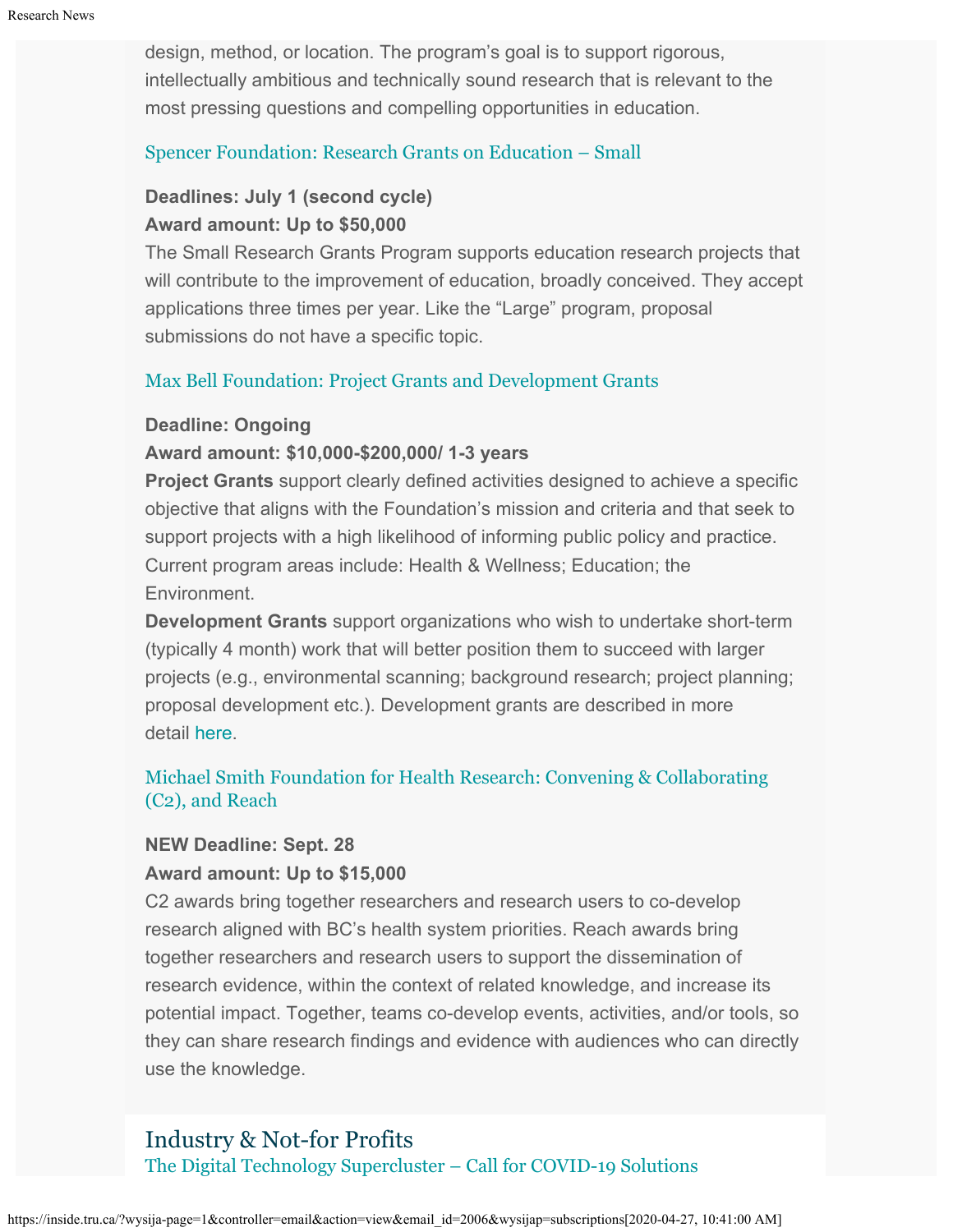design, method, or location. The program's goal is to support rigorous, intellectually ambitious and technically sound research that is relevant to the most pressing questions and compelling opportunities in education.

### Spencer Foundation: Research Grants on Education – Small

**Deadlines: July 1 (second cycle)**
**Award amount: Up to $50,000**
The Small Research Grants Program supports education research projects that will contribute to the improvement of education, broadly conceived. They accept applications three times per year. Like the "Large" program, proposal submissions do not have a specific topic.

### Max Bell Foundation: Project Grants and Development Grants

**Deadline: Ongoing**
**Award amount: $10,000-$200,000/ 1-3 years**
**Project Grants** support clearly defined activities designed to achieve a specific objective that aligns with the Foundation's mission and criteria and that seek to support projects with a high likelihood of informing public policy and practice. Current program areas include: Health & Wellness; Education; the Environment.
**Development Grants** support organizations who wish to undertake short-term (typically 4 month) work that will better position them to succeed with larger projects (e.g., environmental scanning; background research; project planning; proposal development etc.). Development grants are described in more detail here.

### Michael Smith Foundation for Health Research: Convening & Collaborating (C2), and Reach

**NEW Deadline: Sept. 28**
**Award amount: Up to $15,000**
C2 awards bring together researchers and research users to co-develop research aligned with BC's health system priorities. Reach awards bring together researchers and research users to support the dissemination of research evidence, within the context of related knowledge, and increase its potential impact. Together, teams co-develop events, activities, and/or tools, so they can share research findings and evidence with audiences who can directly use the knowledge.

## Industry & Not-for Profits

### The Digital Technology Supercluster – Call for COVID-19 Solutions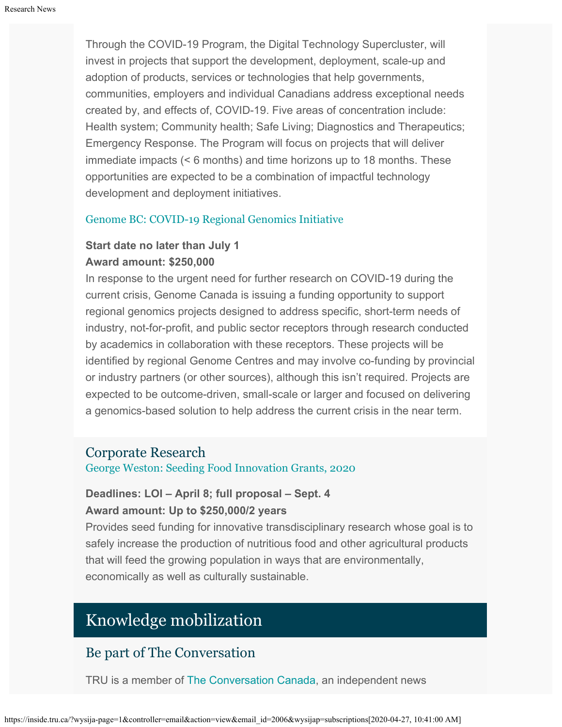Through the COVID-19 Program, the Digital Technology Supercluster, will invest in projects that support the development, deployment, scale-up and adoption of products, services or technologies that help governments, communities, employers and individual Canadians address exceptional needs created by, and effects of, COVID-19. Five areas of concentration include: Health system; Community health; Safe Living; Diagnostics and Therapeutics; Emergency Response. The Program will focus on projects that will deliver immediate impacts (< 6 months) and time horizons up to 18 months. These opportunities are expected to be a combination of impactful technology development and deployment initiatives.

### Genome BC: COVID-19 Regional Genomics Initiative

**Start date no later than July 1**
**Award amount: $250,000**
In response to the urgent need for further research on COVID-19 during the current crisis, Genome Canada is issuing a funding opportunity to support regional genomics projects designed to address specific, short-term needs of industry, not-for-profit, and public sector receptors through research conducted by academics in collaboration with these receptors. These projects will be identified by regional Genome Centres and may involve co-funding by provincial or industry partners (or other sources), although this isn't required. Projects are expected to be outcome-driven, small-scale or larger and focused on delivering a genomics-based solution to help address the current crisis in the near term.

## Corporate Research

### George Weston: Seeding Food Innovation Grants, 2020

**Deadlines: LOI – April 8; full proposal – Sept. 4**
**Award amount: Up to $250,000/2 years**
Provides seed funding for innovative transdisciplinary research whose goal is to safely increase the production of nutritious food and other agricultural products that will feed the growing population in ways that are environmentally, economically as well as culturally sustainable.

# Knowledge mobilization

## Be part of The Conversation

TRU is a member of The Conversation Canada, an independent news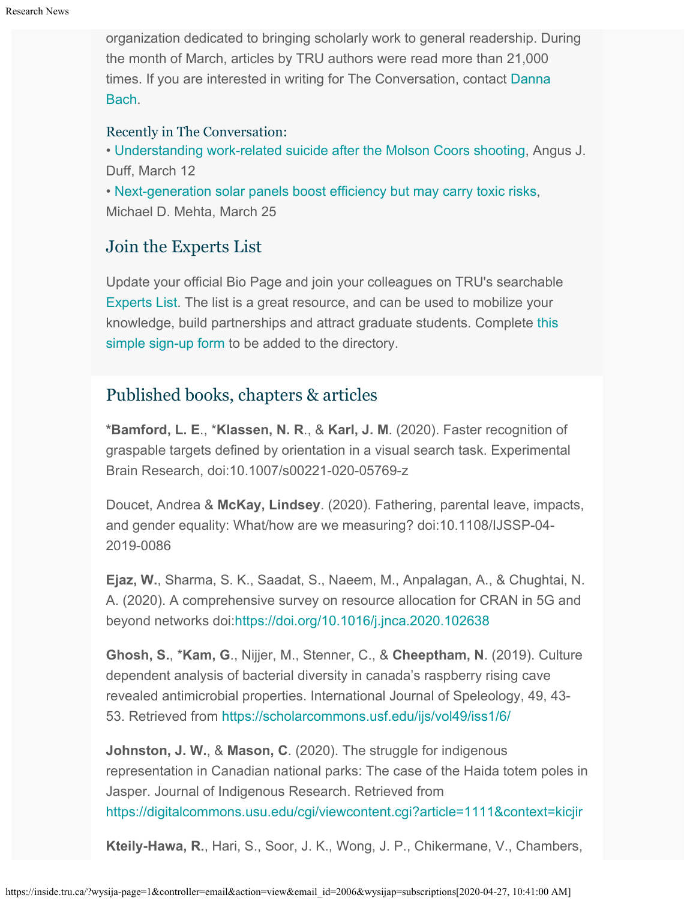organization dedicated to bringing scholarly work to general readership. During the month of March, articles by TRU authors were read more than 21,000 times. If you are interested in writing for The Conversation, contact Danna Bach.

Recently in The Conversation:
• Understanding work-related suicide after the Molson Coors shooting, Angus J. Duff, March 12
• Next-generation solar panels boost efficiency but may carry toxic risks, Michael D. Mehta, March 25

## Join the Experts List

Update your official Bio Page and join your colleagues on TRU's searchable Experts List. The list is a great resource, and can be used to mobilize your knowledge, build partnerships and attract graduate students. Complete this simple sign-up form to be added to the directory.

## Published books, chapters & articles

**\*Bamford, L. E**., \***Klassen, N. R**., & **Karl, J. M**. (2020). Faster recognition of graspable targets defined by orientation in a visual search task. Experimental Brain Research, doi:10.1007/s00221-020-05769-z

Doucet, Andrea & **McKay, Lindsey**. (2020). Fathering, parental leave, impacts, and gender equality: What/how are we measuring? doi:10.1108/IJSSP-04-2019-0086

**Ejaz, W.**, Sharma, S. K., Saadat, S., Naeem, M., Anpalagan, A., & Chughtai, N. A. (2020). A comprehensive survey on resource allocation for CRAN in 5G and beyond networks doi:https://doi.org/10.1016/j.jnca.2020.102638

**Ghosh, S.**, \***Kam, G**., Nijjer, M., Stenner, C., & **Cheeptham, N**. (2019). Culture dependent analysis of bacterial diversity in canada's raspberry rising cave revealed antimicrobial properties. International Journal of Speleology, 49, 43-53. Retrieved from https://scholarcommons.usf.edu/ijs/vol49/iss1/6/

**Johnston, J. W.**, & **Mason, C**. (2020). The struggle for indigenous representation in Canadian national parks: The case of the Haida totem poles in Jasper. Journal of Indigenous Research. Retrieved from https://digitalcommons.usu.edu/cgi/viewcontent.cgi?article=1111&context=kicjir

**Kteily-Hawa, R.**, Hari, S., Soor, J. K., Wong, J. P., Chikermane, V., Chambers,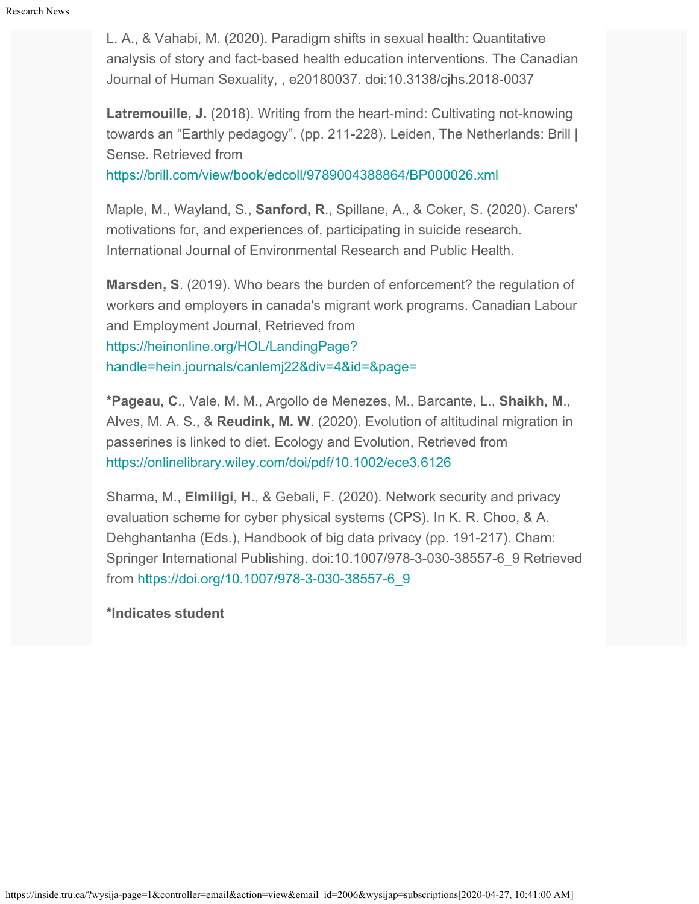L. A., & Vahabi, M. (2020). Paradigm shifts in sexual health: Quantitative analysis of story and fact-based health education interventions. The Canadian Journal of Human Sexuality, , e20180037. doi:10.3138/cjhs.2018-0037

**Latremouille, J.** (2018). Writing from the heart-mind: Cultivating not-knowing towards an "Earthly pedagogy". (pp. 211-228). Leiden, The Netherlands: Brill | Sense. Retrieved from https://brill.com/view/book/edcoll/9789004388864/BP000026.xml

Maple, M., Wayland, S., **Sanford, R**., Spillane, A., & Coker, S. (2020). Carers' motivations for, and experiences of, participating in suicide research. International Journal of Environmental Research and Public Health.

**Marsden, S**. (2019). Who bears the burden of enforcement? the regulation of workers and employers in canada's migrant work programs. Canadian Labour and Employment Journal, Retrieved from https://heinonline.org/HOL/LandingPage?handle=hein.journals/canlemj22&div=4&id=&page=

**\*Pageau, C**., Vale, M. M., Argollo de Menezes, M., Barcante, L., **Shaikh, M**., Alves, M. A. S., & **Reudink, M. W**. (2020). Evolution of altitudinal migration in passerines is linked to diet. Ecology and Evolution, Retrieved from https://onlinelibrary.wiley.com/doi/pdf/10.1002/ece3.6126

Sharma, M., **Elmiligi, H.**, & Gebali, F. (2020). Network security and privacy evaluation scheme for cyber physical systems (CPS). In K. R. Choo, & A. Dehghantanha (Eds.), Handbook of big data privacy (pp. 191-217). Cham: Springer International Publishing. doi:10.1007/978-3-030-38557-6_9 Retrieved from https://doi.org/10.1007/978-3-030-38557-6_9

**\*Indicates student**